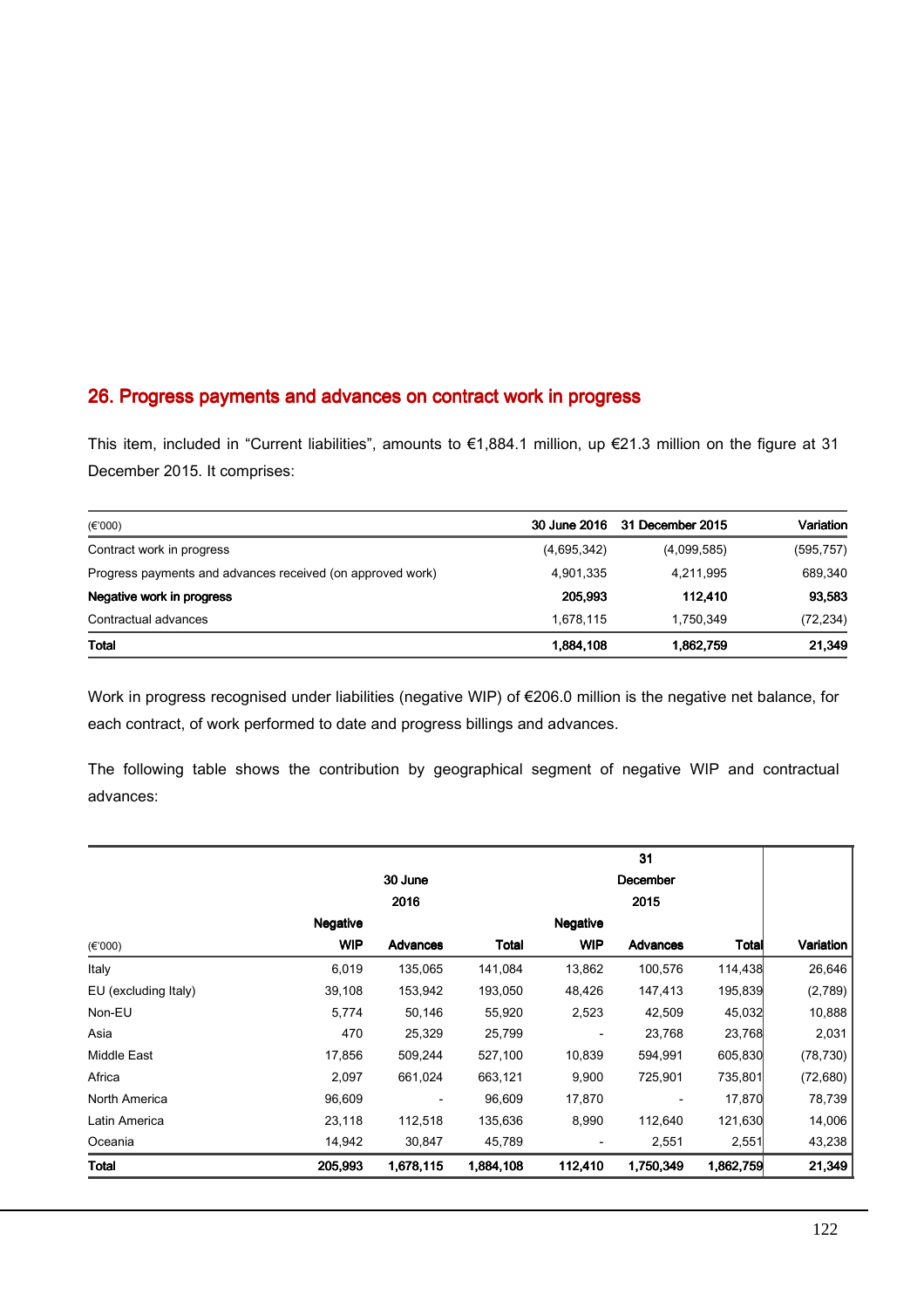## 26. Progress payments and advances on contract work in progress

This item, included in "Current liabilities", amounts to €1,884.1 million, up €21.3 million on the figure at 31 December 2015. It comprises:

| (€'000) | 30 June 2016 | 31 December 2015 | Variation |
|---|---|---|---|
| Contract work in progress | (4,695,342) | (4,099,585) | (595,757) |
| Progress payments and advances received (on approved work) | 4,901,335 | 4,211,995 | 689,340 |
| **Negative work in progress** | **205,993** | **112,410** | **93,583** |
| Contractual advances | 1,678,115 | 1,750,349 | (72,234) |
| **Total** | **1,884,108** | **1,862,759** | **21,349** |

Work in progress recognised under liabilities (negative WIP) of €206.0 million is the negative net balance, for each contract, of work performed to date and progress billings and advances.

The following table shows the contribution by geographical segment of negative WIP and contractual advances:

| | 30 June 2016 | | | 31 December 2015 | | | |
|---|---|---|---|---|---|---|---|
| (€'000) | Negative WIP | Advances | Total | Negative WIP | Advances | Total | Variation |
| Italy | 6,019 | 135,065 | 141,084 | 13,862 | 100,576 | 114,438 | 26,646 |
| EU (excluding Italy) | 39,108 | 153,942 | 193,050 | 48,426 | 147,413 | 195,839 | (2,789) |
| Non-EU | 5,774 | 50,146 | 55,920 | 2,523 | 42,509 | 45,032 | 10,888 |
| Asia | 470 | 25,329 | 25,799 | - | 23,768 | 23,768 | 2,031 |
| Middle East | 17,856 | 509,244 | 527,100 | 10,839 | 594,991 | 605,830 | (78,730) |
| Africa | 2,097 | 661,024 | 663,121 | 9,900 | 725,901 | 735,801 | (72,680) |
| North America | 96,609 | - | 96,609 | 17,870 | - | 17,870 | 78,739 |
| Latin America | 23,118 | 112,518 | 135,636 | 8,990 | 112,640 | 121,630 | 14,006 |
| Oceania | 14,942 | 30,847 | 45,789 | - | 2,551 | 2,551 | 43,238 |
| **Total** | **205,993** | **1,678,115** | **1,884,108** | **112,410** | **1,750,349** | **1,862,759** | **21,349** |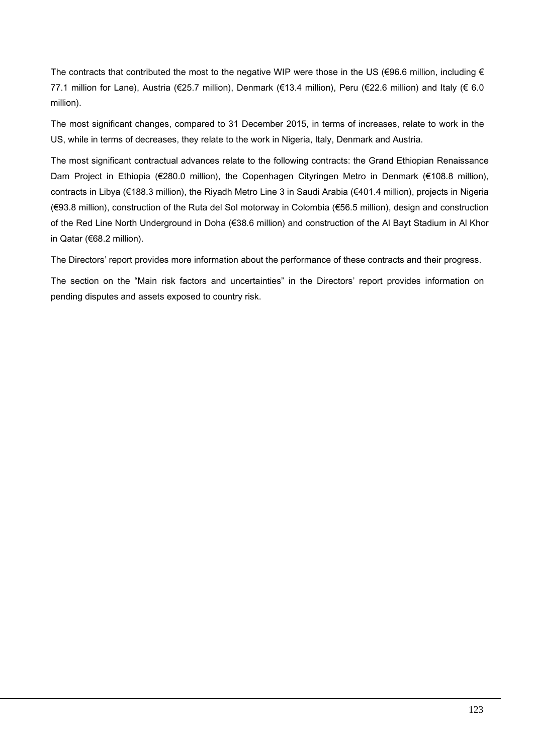The contracts that contributed the most to the negative WIP were those in the US (€96.6 million, including € 77.1 million for Lane), Austria (€25.7 million), Denmark (€13.4 million), Peru (€22.6 million) and Italy (€ 6.0 million).

The most significant changes, compared to 31 December 2015, in terms of increases, relate to work in the US, while in terms of decreases, they relate to the work in Nigeria, Italy, Denmark and Austria.

The most significant contractual advances relate to the following contracts: the Grand Ethiopian Renaissance Dam Project in Ethiopia (€280.0 million), the Copenhagen Cityringen Metro in Denmark (€108.8 million), contracts in Libya (€188.3 million), the Riyadh Metro Line 3 in Saudi Arabia (€401.4 million), projects in Nigeria (€93.8 million), construction of the Ruta del Sol motorway in Colombia (€56.5 million), design and construction of the Red Line North Underground in Doha (€38.6 million) and construction of the Al Bayt Stadium in Al Khor in Qatar (€68.2 million).

The Directors' report provides more information about the performance of these contracts and their progress.

The section on the "Main risk factors and uncertainties" in the Directors' report provides information on pending disputes and assets exposed to country risk.